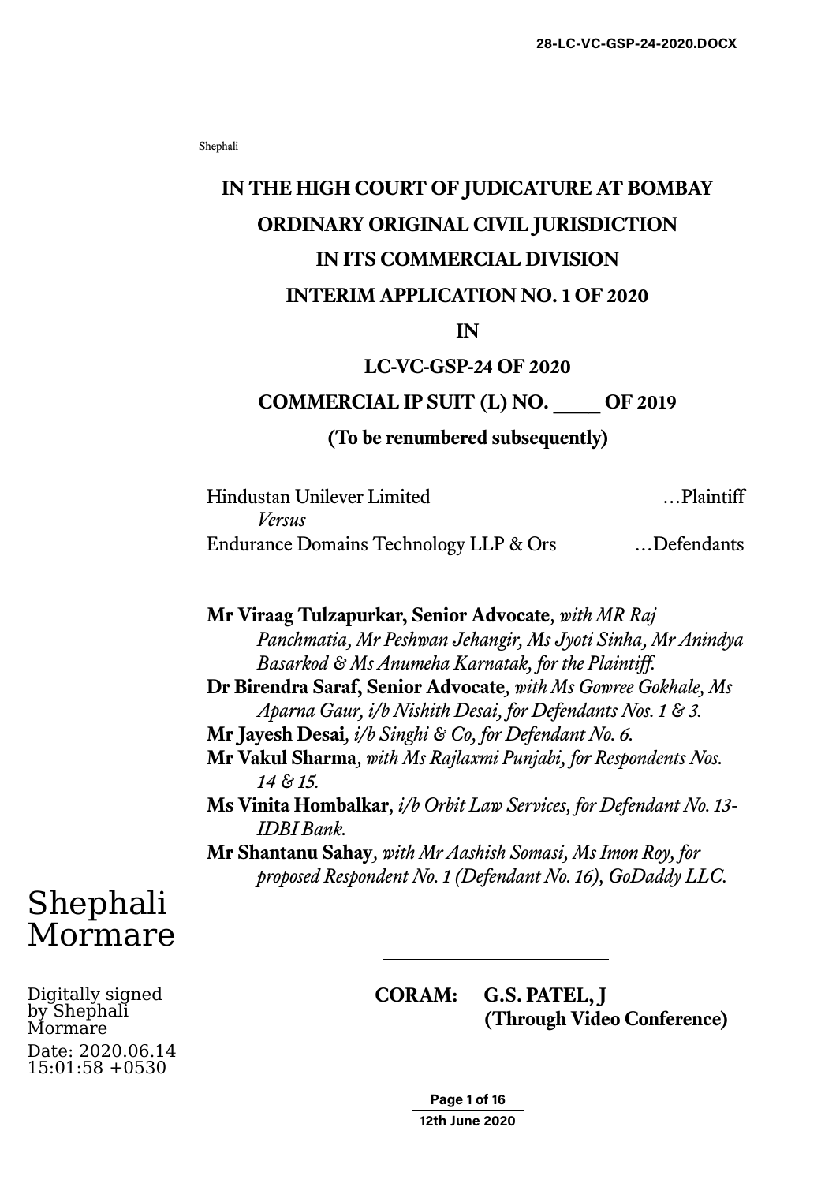Shephali

# IN THE HIGH COURT OF JUDICATURE AT BOMBAY

## ORDINARY ORIGINAL CIVIL JURISDICTION

## IN ITS COMMERCIAL DIVISION

## INTERIM APPLICATION NO. 1 OF 2020

## IN

## LC-VC-GSP-24 OF 2020

## COMMERCIAL IP SUIT (L) NO. ____ OF 2019

**(To be renumbered subsequently)**

Hindustan Unilever Limited …Plaintiff

*Versus*

Endurance Domains Technology LLP & Ors …Defendants

---

**Mr Viraag Tulzapurkar, Senior Advocate**, *with MR Raj Panchmatia, Mr Peshwan Jehangir, Ms Jyoti Sinha, Mr Anindya Basarkod & Ms Anumeha Karnatak, for the Plaintiff.*

**Dr Birendra Saraf, Senior Advocate**, *with Ms Gowree Gokhale, Ms Aparna Gaur, i/b Nishith Desai, for Defendants Nos. 1 & 3.*

**Mr Jayesh Desai**, *i/b Singhi & Co, for Defendant No. 6.*

**Mr Vakul Sharma**, *with Ms Rajlaxmi Punjabi, for Respondents Nos. 14 & 15.*

**Ms Vinita Hombalkar**, *i/b Orbit Law Services, for Defendant No. 13-IDBI Bank.*

**Mr Shantanu Sahay**, *with Mr Aashish Somasi, Ms Imon Roy, for proposed Respondent No. 1 (Defendant No. 16), GoDaddy LLC.*

---

Shephali Mormare

Digitally signed by Shephali Mormare
Date: 2020.06.14 15:01:58 +0530

**CORAM: G.S. PATEL, J**
**(Through Video Conference)**

12th June 2020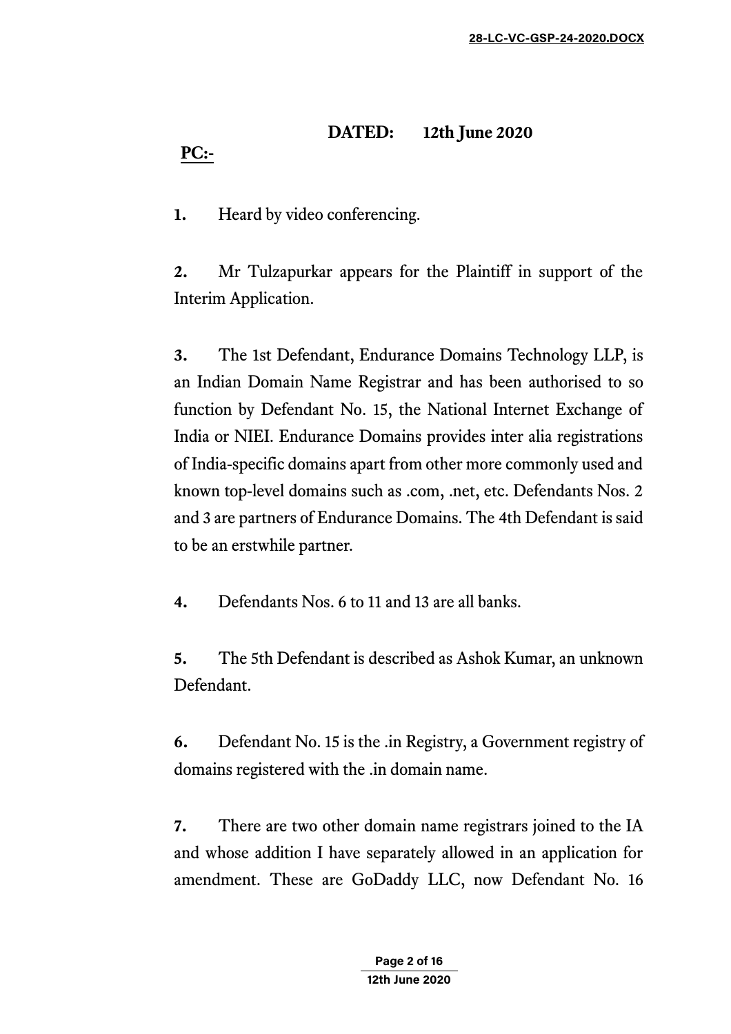**DATED: 12th June 2020**

**PC:-**

**1.** Heard by video conferencing.

**2.** Mr Tulzapurkar appears for the Plaintiff in support of the Interim Application.

**3.** The 1st Defendant, Endurance Domains Technology LLP, is an Indian Domain Name Registrar and has been authorised to so function by Defendant No. 15, the National Internet Exchange of India or NIEI. Endurance Domains provides inter alia registrations of India-specific domains apart from other more commonly used and known top-level domains such as .com, .net, etc. Defendants Nos. 2 and 3 are partners of Endurance Domains. The 4th Defendant is said to be an erstwhile partner.

**4.** Defendants Nos. 6 to 11 and 13 are all banks.

**5.** The 5th Defendant is described as Ashok Kumar, an unknown Defendant.

**6.** Defendant No. 15 is the .in Registry, a Government registry of domains registered with the .in domain name.

**7.** There are two other domain name registrars joined to the IA and whose addition I have separately allowed in an application for amendment. These are GoDaddy LLC, now Defendant No. 16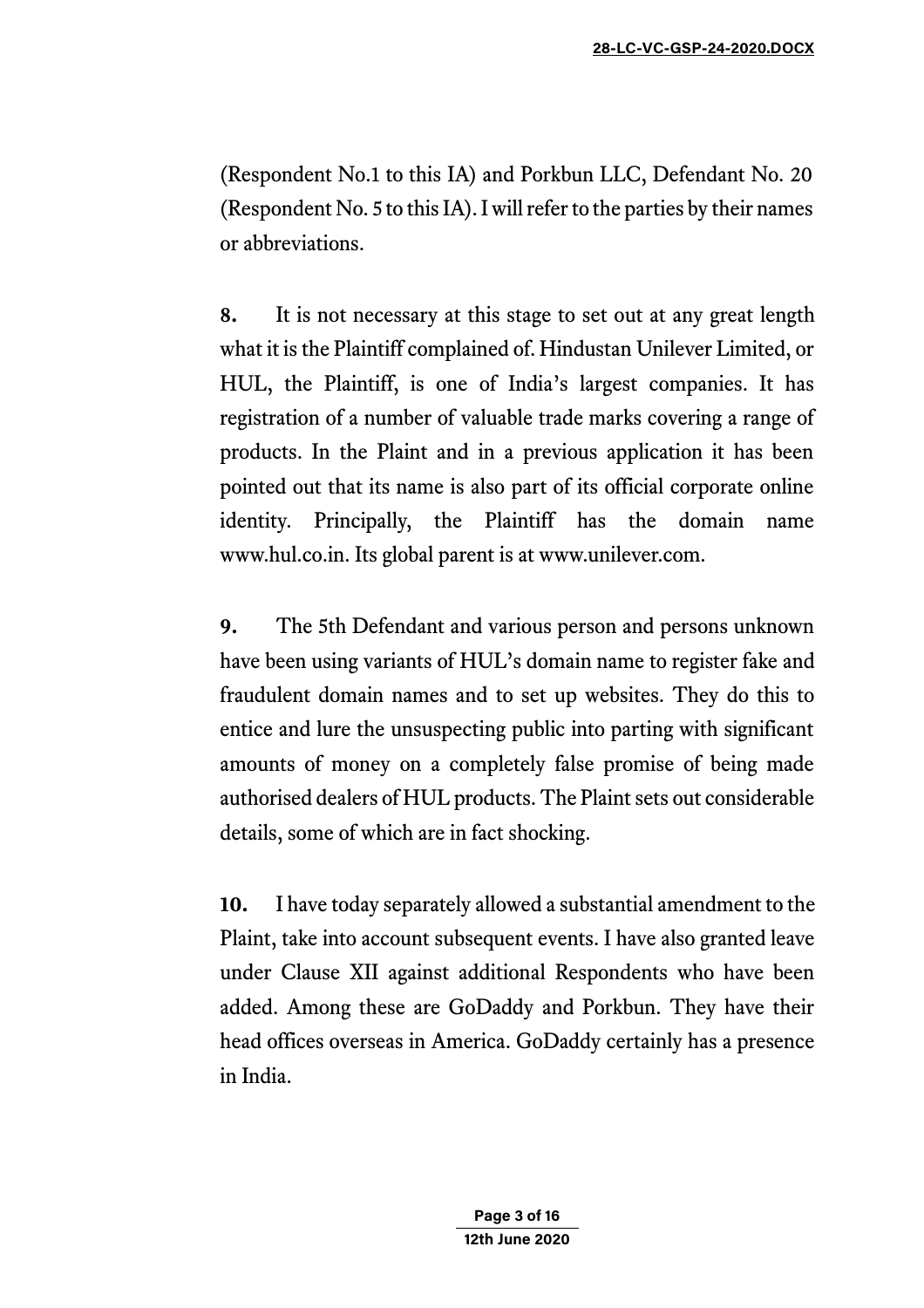(Respondent No.1 to this IA) and Porkbun LLC, Defendant No. 20 (Respondent No. 5 to this IA). I will refer to the parties by their names or abbreviations.

**8.** It is not necessary at this stage to set out at any great length what it is the Plaintiff complained of. Hindustan Unilever Limited, or HUL, the Plaintiff, is one of India's largest companies. It has registration of a number of valuable trade marks covering a range of products. In the Plaint and in a previous application it has been pointed out that its name is also part of its official corporate online identity. Principally, the Plaintiff has the domain name www.hul.co.in. Its global parent is at www.unilever.com.

**9.** The 5th Defendant and various person and persons unknown have been using variants of HUL's domain name to register fake and fraudulent domain names and to set up websites. They do this to entice and lure the unsuspecting public into parting with significant amounts of money on a completely false promise of being made authorised dealers of HUL products. The Plaint sets out considerable details, some of which are in fact shocking.

**10.** I have today separately allowed a substantial amendment to the Plaint, take into account subsequent events. I have also granted leave under Clause XII against additional Respondents who have been added. Among these are GoDaddy and Porkbun. They have their head offices overseas in America. GoDaddy certainly has a presence in India.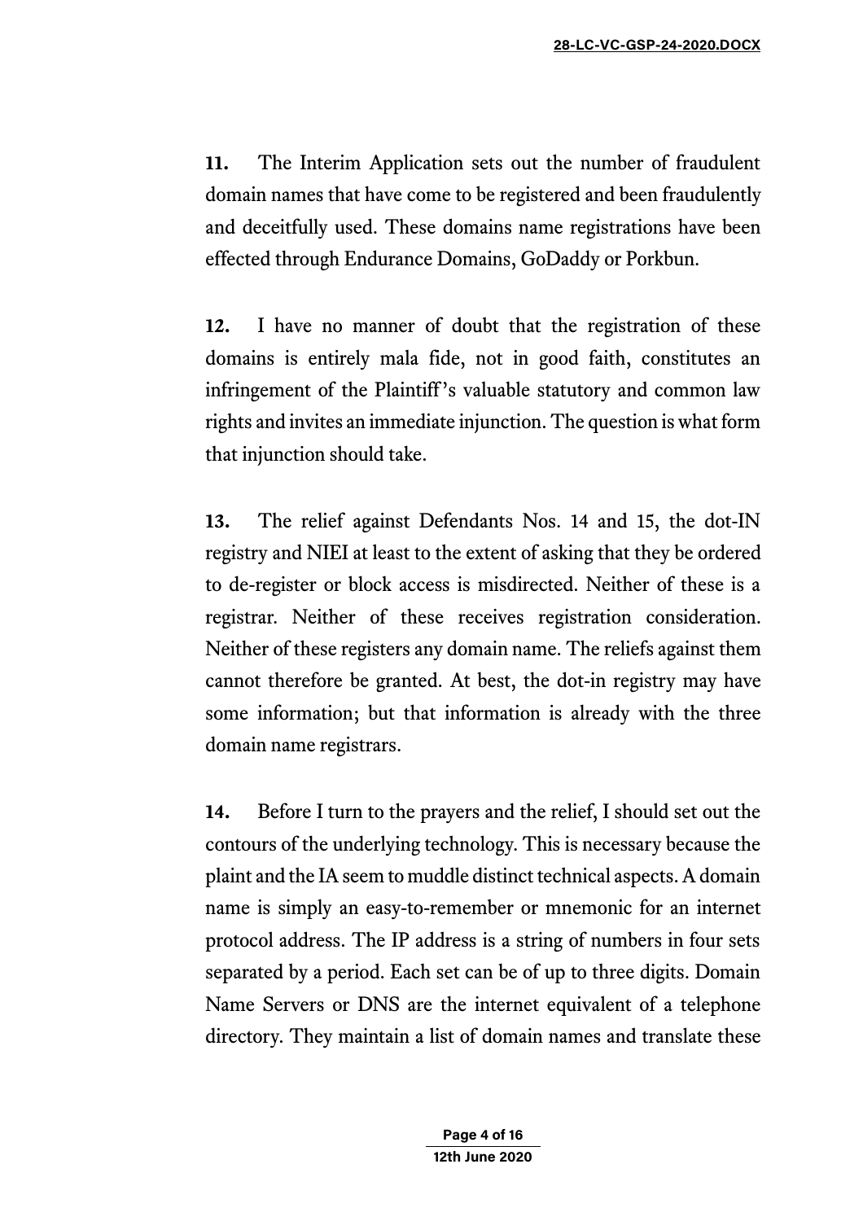**11.** The Interim Application sets out the number of fraudulent domain names that have come to be registered and been fraudulently and deceitfully used. These domains name registrations have been effected through Endurance Domains, GoDaddy or Porkbun.

**12.** I have no manner of doubt that the registration of these domains is entirely mala fide, not in good faith, constitutes an infringement of the Plaintiff's valuable statutory and common law rights and invites an immediate injunction. The question is what form that injunction should take.

**13.** The relief against Defendants Nos. 14 and 15, the dot-IN registry and NIEI at least to the extent of asking that they be ordered to de-register or block access is misdirected. Neither of these is a registrar. Neither of these receives registration consideration. Neither of these registers any domain name. The reliefs against them cannot therefore be granted. At best, the dot-in registry may have some information; but that information is already with the three domain name registrars.

**14.** Before I turn to the prayers and the relief, I should set out the contours of the underlying technology. This is necessary because the plaint and the IA seem to muddle distinct technical aspects. A domain name is simply an easy-to-remember or mnemonic for an internet protocol address. The IP address is a string of numbers in four sets separated by a period. Each set can be of up to three digits. Domain Name Servers or DNS are the internet equivalent of a telephone directory. They maintain a list of domain names and translate these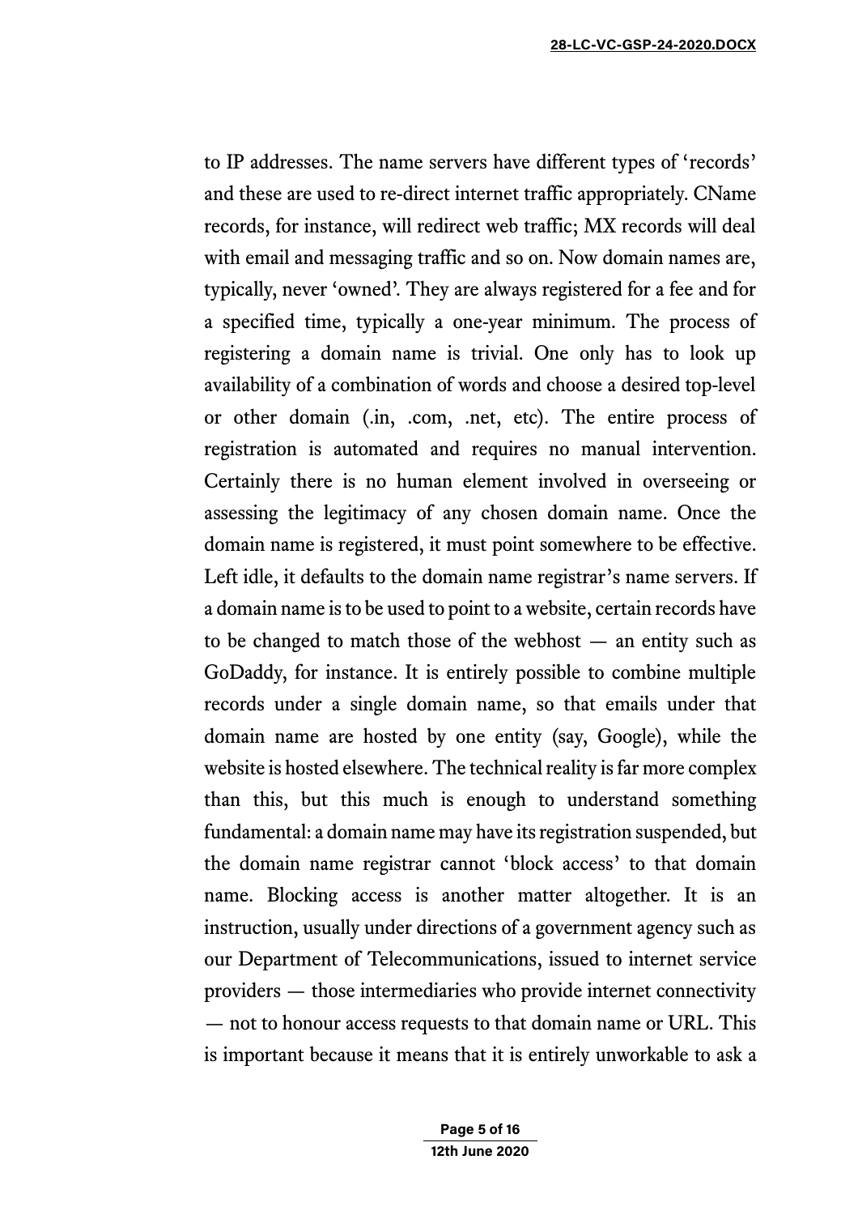to IP addresses. The name servers have different types of 'records' and these are used to re-direct internet traffic appropriately. CName records, for instance, will redirect web traffic; MX records will deal with email and messaging traffic and so on. Now domain names are, typically, never 'owned'. They are always registered for a fee and for a specified time, typically a one-year minimum. The process of registering a domain name is trivial. One only has to look up availability of a combination of words and choose a desired top-level or other domain (.in, .com, .net, etc). The entire process of registration is automated and requires no manual intervention. Certainly there is no human element involved in overseeing or assessing the legitimacy of any chosen domain name. Once the domain name is registered, it must point somewhere to be effective. Left idle, it defaults to the domain name registrar's name servers. If a domain name is to be used to point to a website, certain records have to be changed to match those of the webhost — an entity such as GoDaddy, for instance. It is entirely possible to combine multiple records under a single domain name, so that emails under that domain name are hosted by one entity (say, Google), while the website is hosted elsewhere. The technical reality is far more complex than this, but this much is enough to understand something fundamental: a domain name may have its registration suspended, but the domain name registrar cannot 'block access' to that domain name. Blocking access is another matter altogether. It is an instruction, usually under directions of a government agency such as our Department of Telecommunications, issued to internet service providers — those intermediaries who provide internet connectivity — not to honour access requests to that domain name or URL. This is important because it means that it is entirely unworkable to ask a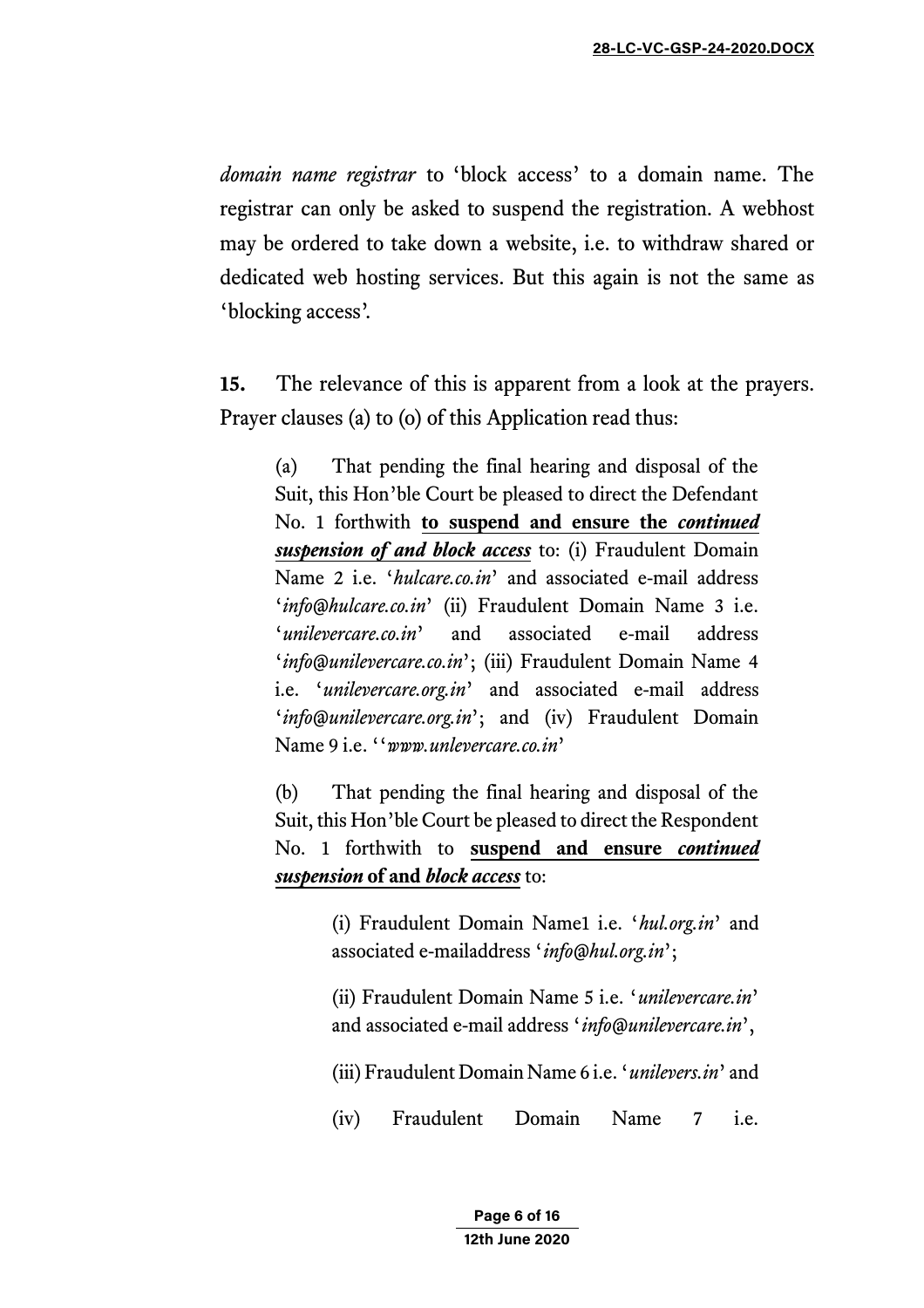*domain name registrar* to 'block access' to a domain name. The registrar can only be asked to suspend the registration. A webhost may be ordered to take down a website, i.e. to withdraw shared or dedicated web hosting services. But this again is not the same as 'blocking access'.

**15.** The relevance of this is apparent from a look at the prayers. Prayer clauses (a) to (o) of this Application read thus:

> (a) That pending the final hearing and disposal of the Suit, this Hon'ble Court be pleased to direct the Defendant No. 1 forthwith **<u>to suspend and ensure the *continued suspension of and block access*</u>** to: (i) Fraudulent Domain Name 2 i.e. '*hulcare.co.in*' and associated e-mail address '*info@hulcare.co.in*' (ii) Fraudulent Domain Name 3 i.e. '*unilevercare.co.in*' and associated e-mail address '*info@unilevercare.co.in*'; (iii) Fraudulent Domain Name 4 i.e. '*unilevercare.org.in*' and associated e-mail address '*info@unilevercare.org.in*'; and (iv) Fraudulent Domain Name 9 i.e. ''*www.unlevercare.co.in*'
>
> (b) That pending the final hearing and disposal of the Suit, this Hon'ble Court be pleased to direct the Respondent No. 1 forthwith to **<u>suspend and ensure *continued suspension* of and *block access*</u>** to:
>
> > (i) Fraudulent Domain Name1 i.e. '*hul.org.in*' and associated e-mailaddress '*info@hul.org.in*';
> >
> > (ii) Fraudulent Domain Name 5 i.e. '*unilevercare.in*' and associated e-mail address '*info@unilevercare.in*',
> >
> > (iii) Fraudulent Domain Name 6 i.e. '*unilevers.in*' and
> >
> > (iv) Fraudulent Domain Name 7 i.e.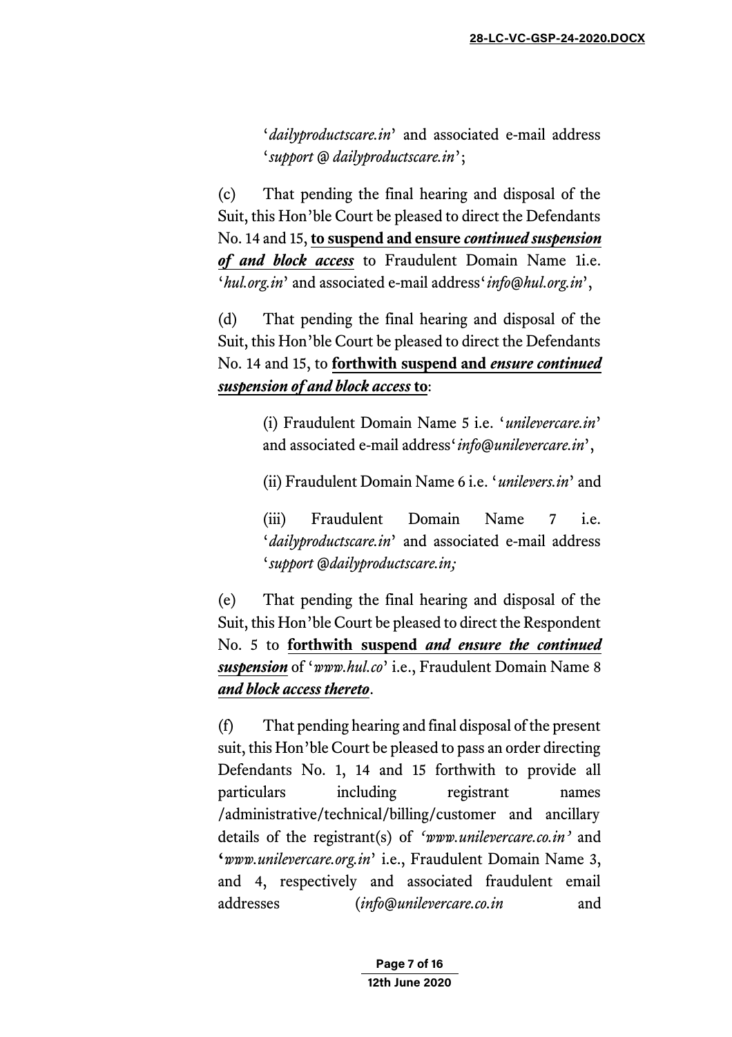'*dailyproductscare.in*' and associated e-mail address '*support @ dailyproductscare.in*';

(c) That pending the final hearing and disposal of the Suit, this Hon'ble Court be pleased to direct the Defendants No. 14 and 15, **to suspend and ensure _continued suspension of and block access_** to Fraudulent Domain Name 1i.e. '*hul.org.in*' and associated e-mail address'*info@hul.org.in*',

(d) That pending the final hearing and disposal of the Suit, this Hon'ble Court be pleased to direct the Defendants No. 14 and 15, to **forthwith suspend and _ensure continued suspension of and block access_ to**:

> (i) Fraudulent Domain Name 5 i.e. '*unilevercare.in*' and associated e-mail address'*info@unilevercare.in*',
>
> (ii) Fraudulent Domain Name 6 i.e. '*unilevers.in*' and
>
> (iii) Fraudulent Domain Name 7 i.e. '*dailyproductscare.in*' and associated e-mail address '*support @dailyproductscare.in;*

(e) That pending the final hearing and disposal of the Suit, this Hon'ble Court be pleased to direct the Respondent No. 5 to **forthwith suspend _and ensure the continued suspension_** of '*www.hul.co*' i.e., Fraudulent Domain Name 8 ***and block access thereto***.

(f) That pending hearing and final disposal of the present suit, this Hon'ble Court be pleased to pass an order directing Defendants No. 1, 14 and 15 forthwith to provide all particulars including registrant names /administrative/technical/billing/customer and ancillary details of the registrant(s) of *'www.unilevercare.co.in'* and **'***www.unilevercare.org.in*' i.e., Fraudulent Domain Name 3, and 4, respectively and associated fraudulent email addresses (*info@unilevercare.co.in* and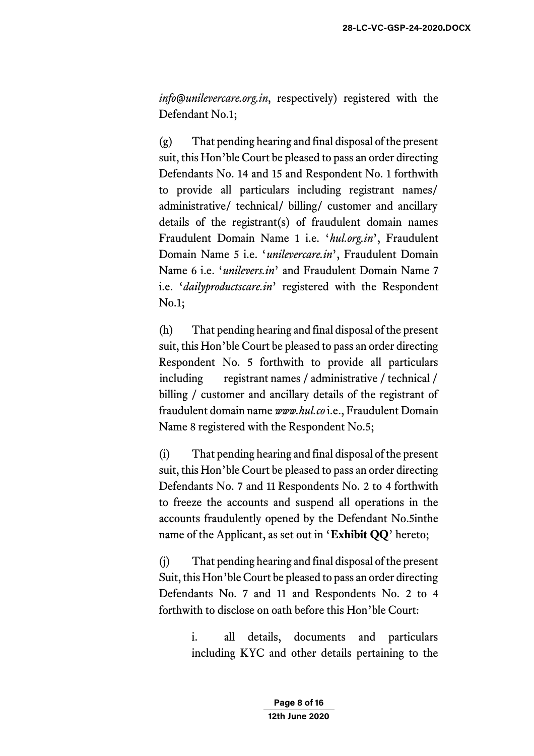*info@unilevercare.org.in*, respectively) registered with the Defendant No.1;

(g) That pending hearing and final disposal of the present suit, this Hon'ble Court be pleased to pass an order directing Defendants No. 14 and 15 and Respondent No. 1 forthwith to provide all particulars including registrant names/ administrative/ technical/ billing/ customer and ancillary details of the registrant(s) of fraudulent domain names Fraudulent Domain Name 1 i.e. '*hul.org.in*', Fraudulent Domain Name 5 i.e. '*unilevercare.in*', Fraudulent Domain Name 6 i.e. '*unilevers.in*' and Fraudulent Domain Name 7 i.e. '*dailyproductscare.in*' registered with the Respondent No.1;

(h) That pending hearing and final disposal of the present suit, this Hon'ble Court be pleased to pass an order directing Respondent No. 5 forthwith to provide all particulars including registrant names / administrative / technical / billing / customer and ancillary details of the registrant of fraudulent domain name *www.hul.co* i.e., Fraudulent Domain Name 8 registered with the Respondent No.5;

(i) That pending hearing and final disposal of the present suit, this Hon'ble Court be pleased to pass an order directing Defendants No. 7 and 11 Respondents No. 2 to 4 forthwith to freeze the accounts and suspend all operations in the accounts fraudulently opened by the Defendant No.5inthe name of the Applicant, as set out in '**Exhibit QQ**' hereto;

(j) That pending hearing and final disposal of the present Suit, this Hon'ble Court be pleased to pass an order directing Defendants No. 7 and 11 and Respondents No. 2 to 4 forthwith to disclose on oath before this Hon'ble Court:

> i. all details, documents and particulars including KYC and other details pertaining to the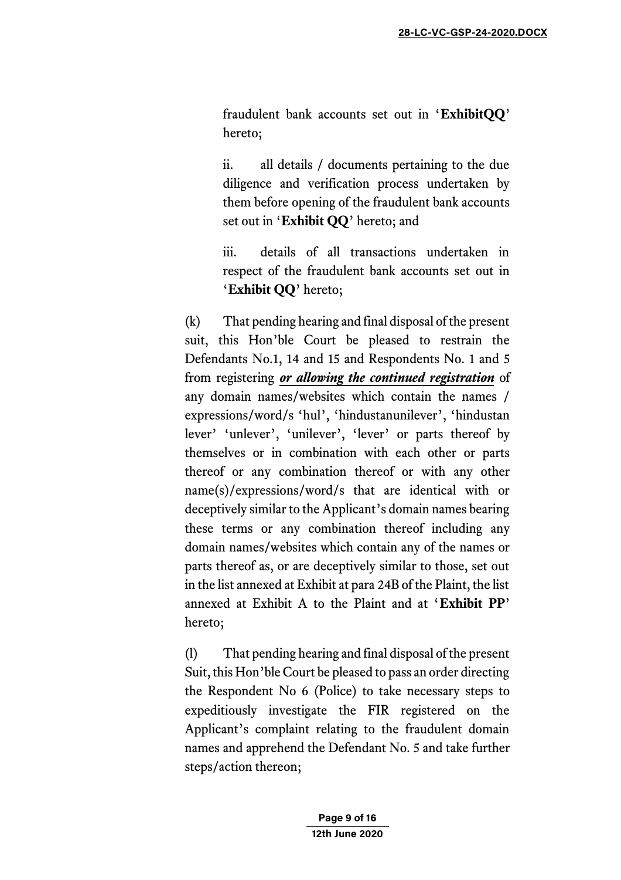fraudulent bank accounts set out in '**ExhibitQQ**' hereto;

ii. all details / documents pertaining to the due diligence and verification process undertaken by them before opening of the fraudulent bank accounts set out in '**Exhibit QQ**' hereto; and

iii. details of all transactions undertaken in respect of the fraudulent bank accounts set out in '**Exhibit QQ**' hereto;

(k) That pending hearing and final disposal of the present suit, this Hon'ble Court be pleased to restrain the Defendants No.1, 14 and 15 and Respondents No. 1 and 5 from registering ***<u>or allowing the continued registration</u>*** of any domain names/websites which contain the names / expressions/word/s 'hul', 'hindustanunilever', 'hindustan lever' 'unlever', 'unilever', 'lever' or parts thereof by themselves or in combination with each other or parts thereof or any combination thereof or with any other name(s)/expressions/word/s that are identical with or deceptively similar to the Applicant's domain names bearing these terms or any combination thereof including any domain names/websites which contain any of the names or parts thereof as, or are deceptively similar to those, set out in the list annexed at Exhibit at para 24B of the Plaint, the list annexed at Exhibit A to the Plaint and at '**Exhibit PP**' hereto;

(l) That pending hearing and final disposal of the present Suit, this Hon'ble Court be pleased to pass an order directing the Respondent No 6 (Police) to take necessary steps to expeditiously investigate the FIR registered on the Applicant's complaint relating to the fraudulent domain names and apprehend the Defendant No. 5 and take further steps/action thereon;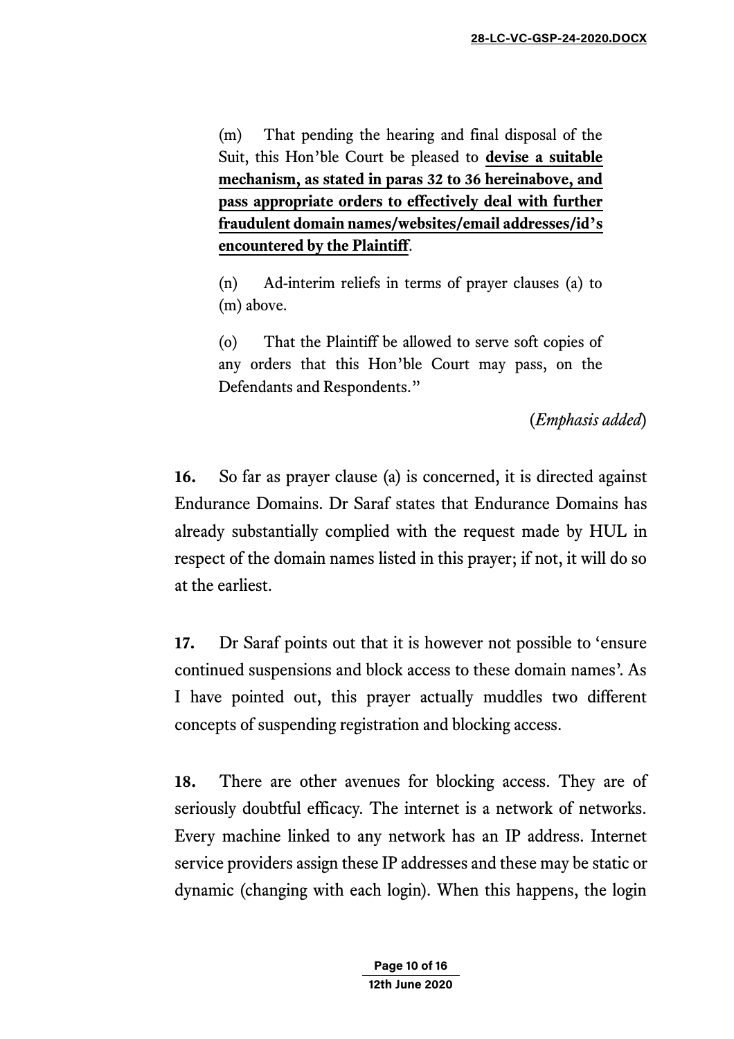(m) That pending the hearing and final disposal of the Suit, this Hon'ble Court be pleased to **devise a suitable mechanism, as stated in paras 32 to 36 hereinabove, and pass appropriate orders to effectively deal with further fraudulent domain names/websites/email addresses/id's encountered by the Plaintiff**.

(n) Ad-interim reliefs in terms of prayer clauses (a) to (m) above.

(o) That the Plaintiff be allowed to serve soft copies of any orders that this Hon'ble Court may pass, on the Defendants and Respondents."

(*Emphasis added*)

**16.** So far as prayer clause (a) is concerned, it is directed against Endurance Domains. Dr Saraf states that Endurance Domains has already substantially complied with the request made by HUL in respect of the domain names listed in this prayer; if not, it will do so at the earliest.

**17.** Dr Saraf points out that it is however not possible to 'ensure continued suspensions and block access to these domain names'. As I have pointed out, this prayer actually muddles two different concepts of suspending registration and blocking access.

**18.** There are other avenues for blocking access. They are of seriously doubtful efficacy. The internet is a network of networks. Every machine linked to any network has an IP address. Internet service providers assign these IP addresses and these may be static or dynamic (changing with each login). When this happens, the login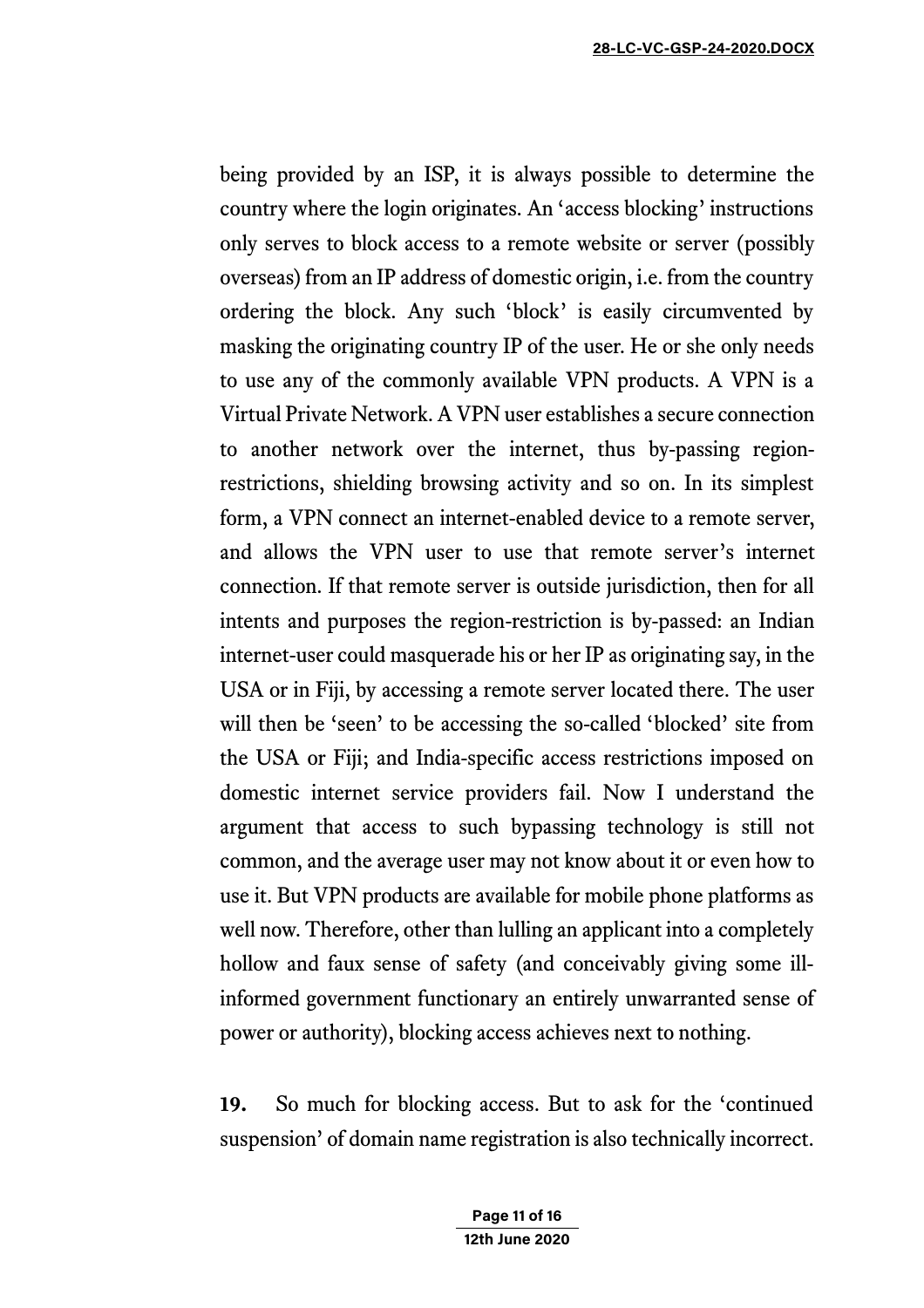being provided by an ISP, it is always possible to determine the country where the login originates. An 'access blocking' instructions only serves to block access to a remote website or server (possibly overseas) from an IP address of domestic origin, i.e. from the country ordering the block. Any such 'block' is easily circumvented by masking the originating country IP of the user. He or she only needs to use any of the commonly available VPN products. A VPN is a Virtual Private Network. A VPN user establishes a secure connection to another network over the internet, thus by-passing region-restrictions, shielding browsing activity and so on. In its simplest form, a VPN connect an internet-enabled device to a remote server, and allows the VPN user to use that remote server's internet connection. If that remote server is outside jurisdiction, then for all intents and purposes the region-restriction is by-passed: an Indian internet-user could masquerade his or her IP as originating say, in the USA or in Fiji, by accessing a remote server located there. The user will then be 'seen' to be accessing the so-called 'blocked' site from the USA or Fiji; and India-specific access restrictions imposed on domestic internet service providers fail. Now I understand the argument that access to such bypassing technology is still not common, and the average user may not know about it or even how to use it. But VPN products are available for mobile phone platforms as well now. Therefore, other than lulling an applicant into a completely hollow and faux sense of safety (and conceivably giving some ill-informed government functionary an entirely unwarranted sense of power or authority), blocking access achieves next to nothing.

**19.** So much for blocking access. But to ask for the 'continued suspension' of domain name registration is also technically incorrect.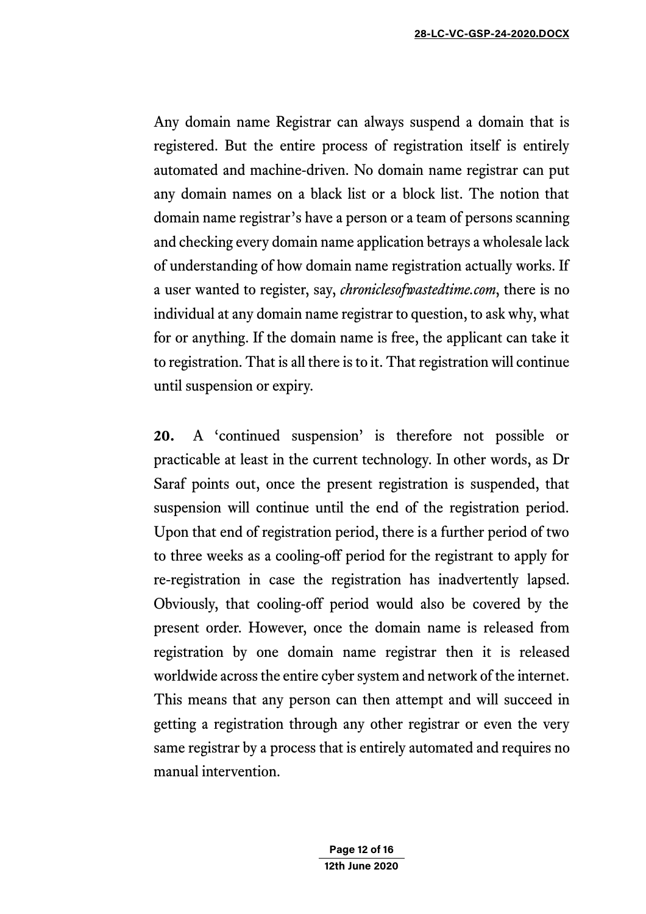Any domain name Registrar can always suspend a domain that is registered. But the entire process of registration itself is entirely automated and machine-driven. No domain name registrar can put any domain names on a black list or a block list. The notion that domain name registrar's have a person or a team of persons scanning and checking every domain name application betrays a wholesale lack of understanding of how domain name registration actually works. If a user wanted to register, say, *chroniclesofwastedtime.com*, there is no individual at any domain name registrar to question, to ask why, what for or anything. If the domain name is free, the applicant can take it to registration. That is all there is to it. That registration will continue until suspension or expiry.

**20.** A 'continued suspension' is therefore not possible or practicable at least in the current technology. In other words, as Dr Saraf points out, once the present registration is suspended, that suspension will continue until the end of the registration period. Upon that end of registration period, there is a further period of two to three weeks as a cooling-off period for the registrant to apply for re-registration in case the registration has inadvertently lapsed. Obviously, that cooling-off period would also be covered by the present order. However, once the domain name is released from registration by one domain name registrar then it is released worldwide across the entire cyber system and network of the internet. This means that any person can then attempt and will succeed in getting a registration through any other registrar or even the very same registrar by a process that is entirely automated and requires no manual intervention.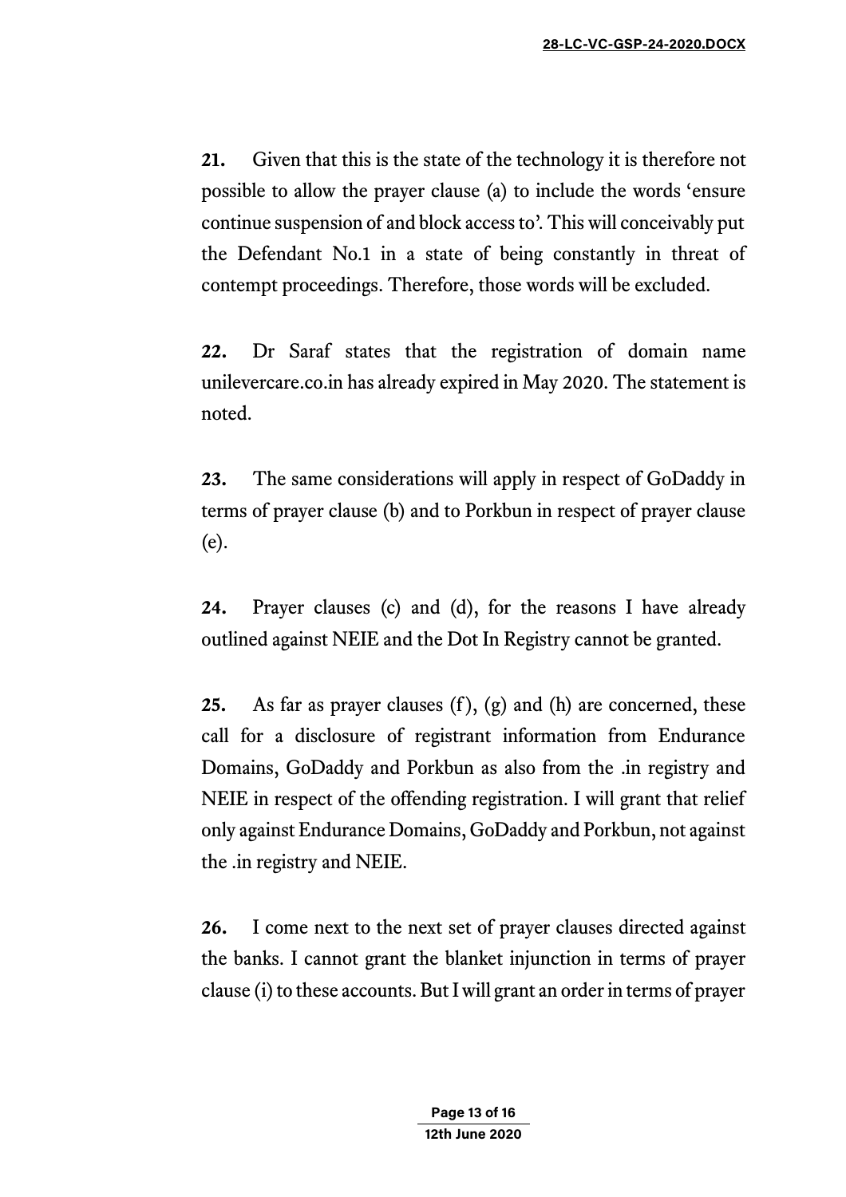**21.** Given that this is the state of the technology it is therefore not possible to allow the prayer clause (a) to include the words 'ensure continue suspension of and block access to'. This will conceivably put the Defendant No.1 in a state of being constantly in threat of contempt proceedings. Therefore, those words will be excluded.

***22.*** Dr Saraf states that the registration of domain name unilevercare.co.in has already expired in May 2020. The statement is noted.

***23.*** The same considerations will apply in respect of GoDaddy in terms of prayer clause (b) and to Porkbun in respect of prayer clause (e).

**24.** Prayer clauses (c) and (d), for the reasons I have already outlined against NEIE and the Dot In Registry cannot be granted.

**25.** As far as prayer clauses (f), (g) and (h) are concerned, these call for a disclosure of registrant information from Endurance Domains, GoDaddy and Porkbun as also from the .in registry and NEIE in respect of the offending registration. I will grant that relief only against Endurance Domains, GoDaddy and Porkbun, not against the .in registry and NEIE.

***26.*** I come next to the next set of prayer clauses directed against the banks. I cannot grant the blanket injunction in terms of prayer clause (i) to these accounts. But I will grant an order in terms of prayer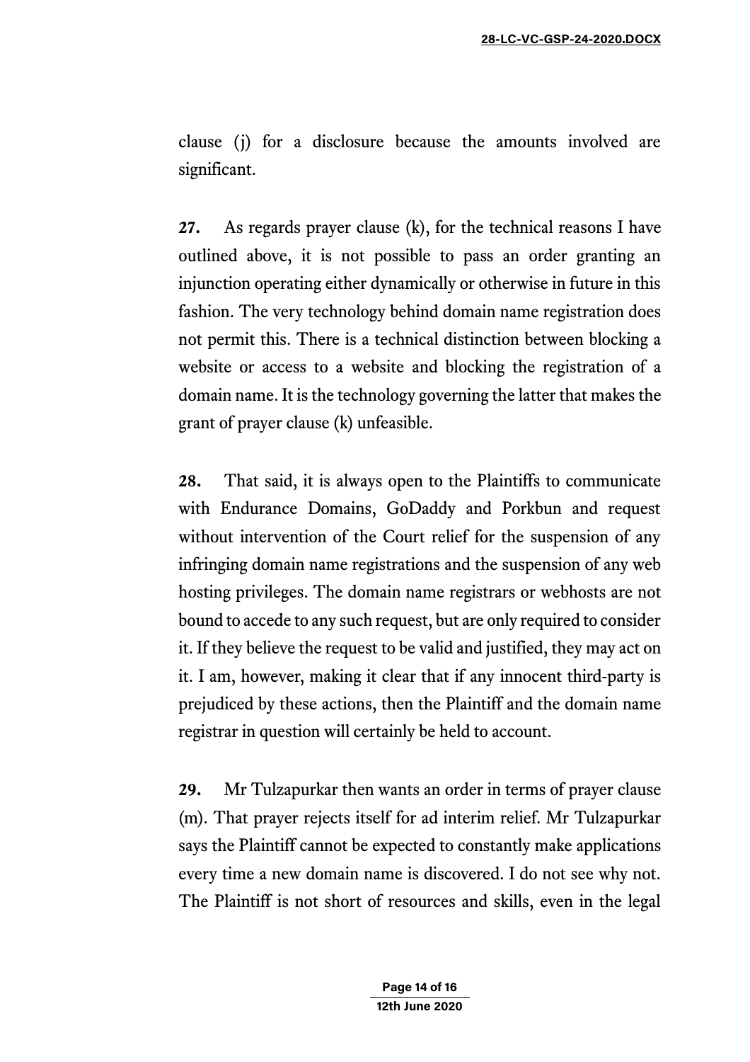clause (j) for a disclosure because the amounts involved are significant.

**27.** As regards prayer clause (k), for the technical reasons I have outlined above, it is not possible to pass an order granting an injunction operating either dynamically or otherwise in future in this fashion. The very technology behind domain name registration does not permit this. There is a technical distinction between blocking a website or access to a website and blocking the registration of a domain name. It is the technology governing the latter that makes the grant of prayer clause (k) unfeasible.

**28.** That said, it is always open to the Plaintiffs to communicate with Endurance Domains, GoDaddy and Porkbun and request without intervention of the Court relief for the suspension of any infringing domain name registrations and the suspension of any web hosting privileges. The domain name registrars or webhosts are not bound to accede to any such request, but are only required to consider it. If they believe the request to be valid and justified, they may act on it. I am, however, making it clear that if any innocent third-party is prejudiced by these actions, then the Plaintiff and the domain name registrar in question will certainly be held to account.

**29.** Mr Tulzapurkar then wants an order in terms of prayer clause (m). That prayer rejects itself for ad interim relief. Mr Tulzapurkar says the Plaintiff cannot be expected to constantly make applications every time a new domain name is discovered. I do not see why not. The Plaintiff is not short of resources and skills, even in the legal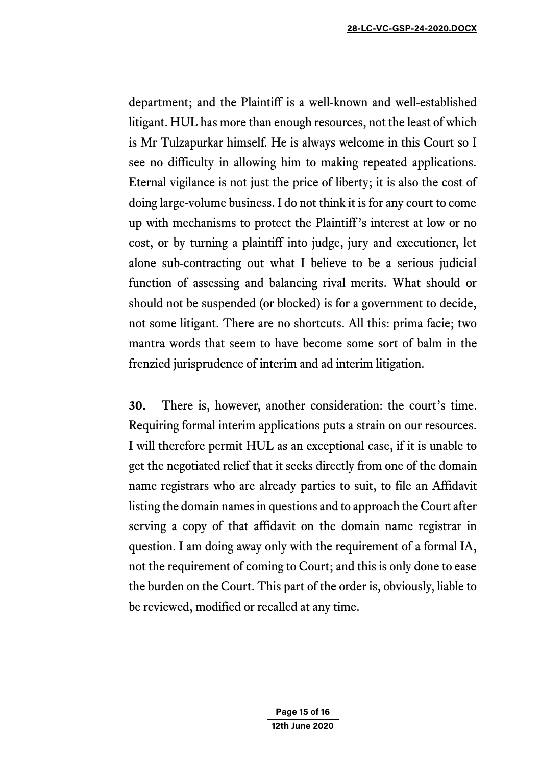department; and the Plaintiff is a well-known and well-established litigant. HUL has more than enough resources, not the least of which is Mr Tulzapurkar himself. He is always welcome in this Court so I see no difficulty in allowing him to making repeated applications. Eternal vigilance is not just the price of liberty; it is also the cost of doing large-volume business. I do not think it is for any court to come up with mechanisms to protect the Plaintiff's interest at low or no cost, or by turning a plaintiff into judge, jury and executioner, let alone sub-contracting out what I believe to be a serious judicial function of assessing and balancing rival merits. What should or should not be suspended (or blocked) is for a government to decide, not some litigant. There are no shortcuts. All this: prima facie; two mantra words that seem to have become some sort of balm in the frenzied jurisprudence of interim and ad interim litigation.

**30.** There is, however, another consideration: the court's time. Requiring formal interim applications puts a strain on our resources. I will therefore permit HUL as an exceptional case, if it is unable to get the negotiated relief that it seeks directly from one of the domain name registrars who are already parties to suit, to file an Affidavit listing the domain names in questions and to approach the Court after serving a copy of that affidavit on the domain name registrar in question. I am doing away only with the requirement of a formal IA, not the requirement of coming to Court; and this is only done to ease the burden on the Court. This part of the order is, obviously, liable to be reviewed, modified or recalled at any time.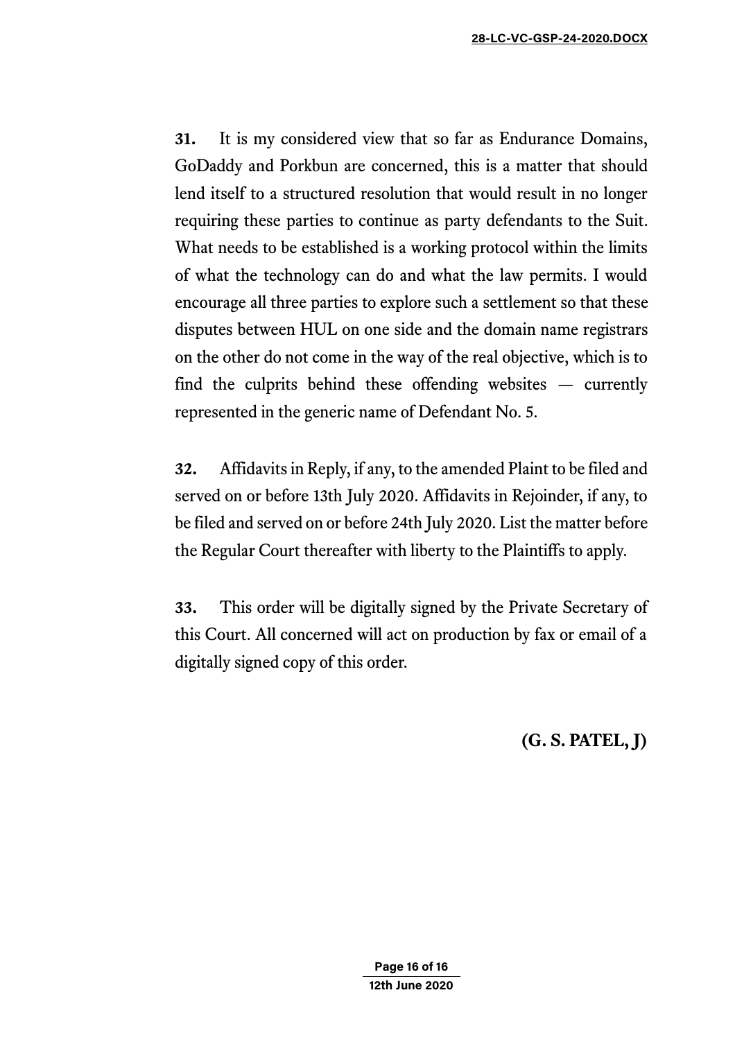**31.** It is my considered view that so far as Endurance Domains, GoDaddy and Porkbun are concerned, this is a matter that should lend itself to a structured resolution that would result in no longer requiring these parties to continue as party defendants to the Suit. What needs to be established is a working protocol within the limits of what the technology can do and what the law permits. I would encourage all three parties to explore such a settlement so that these disputes between HUL on one side and the domain name registrars on the other do not come in the way of the real objective, which is to find the culprits behind these offending websites — currently represented in the generic name of Defendant No. 5.

**32.** Affidavits in Reply, if any, to the amended Plaint to be filed and served on or before 13th July 2020. Affidavits in Rejoinder, if any, to be filed and served on or before 24th July 2020. List the matter before the Regular Court thereafter with liberty to the Plaintiffs to apply.

**33.** This order will be digitally signed by the Private Secretary of this Court. All concerned will act on production by fax or email of a digitally signed copy of this order.

**(G. S. PATEL, J)**